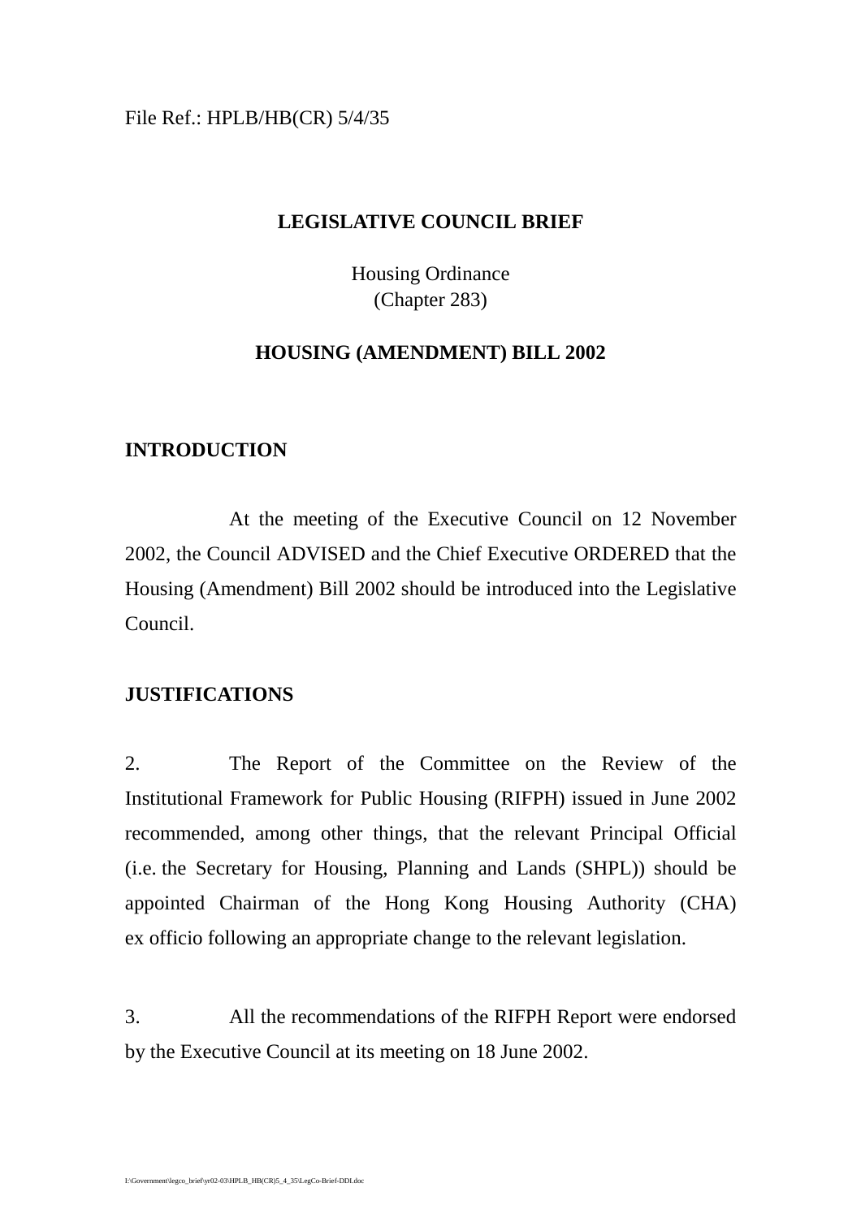File Ref.: HPLB/HB(CR) 5/4/35

# LEGISLATIVE COUNCIL BRIEF

Housing Ordinance
(Chapter 283)

## HOUSING (AMENDMENT) BILL 2002

## INTRODUCTION

At the meeting of the Executive Council on 12 November 2002, the Council ADVISED and the Chief Executive ORDERED that the Housing (Amendment) Bill 2002 should be introduced into the Legislative Council.

## JUSTIFICATIONS

2. The Report of the Committee on the Review of the Institutional Framework for Public Housing (RIFPH) issued in June 2002 recommended, among other things, that the relevant Principal Official (i.e. the Secretary for Housing, Planning and Lands (SHPL)) should be appointed Chairman of the Hong Kong Housing Authority (CHA) ex officio following an appropriate change to the relevant legislation.

3. All the recommendations of the RIFPH Report were endorsed by the Executive Council at its meeting on 18 June 2002.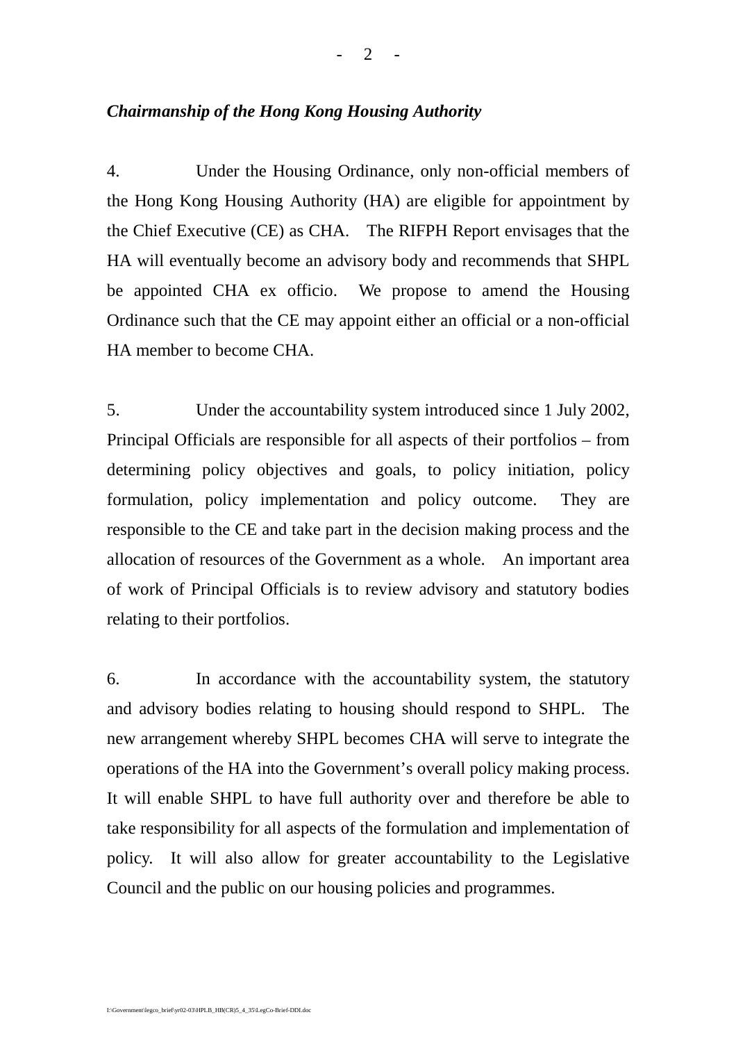*Chairmanship of the Hong Kong Housing Authority*

4. Under the Housing Ordinance, only non-official members of the Hong Kong Housing Authority (HA) are eligible for appointment by the Chief Executive (CE) as CHA. The RIFPH Report envisages that the HA will eventually become an advisory body and recommends that SHPL be appointed CHA ex officio. We propose to amend the Housing Ordinance such that the CE may appoint either an official or a non-official HA member to become CHA.

5. Under the accountability system introduced since 1 July 2002, Principal Officials are responsible for all aspects of their portfolios – from determining policy objectives and goals, to policy initiation, policy formulation, policy implementation and policy outcome. They are responsible to the CE and take part in the decision making process and the allocation of resources of the Government as a whole. An important area of work of Principal Officials is to review advisory and statutory bodies relating to their portfolios.

6. In accordance with the accountability system, the statutory and advisory bodies relating to housing should respond to SHPL. The new arrangement whereby SHPL becomes CHA will serve to integrate the operations of the HA into the Government's overall policy making process. It will enable SHPL to have full authority over and therefore be able to take responsibility for all aspects of the formulation and implementation of policy. It will also allow for greater accountability to the Legislative Council and the public on our housing policies and programmes.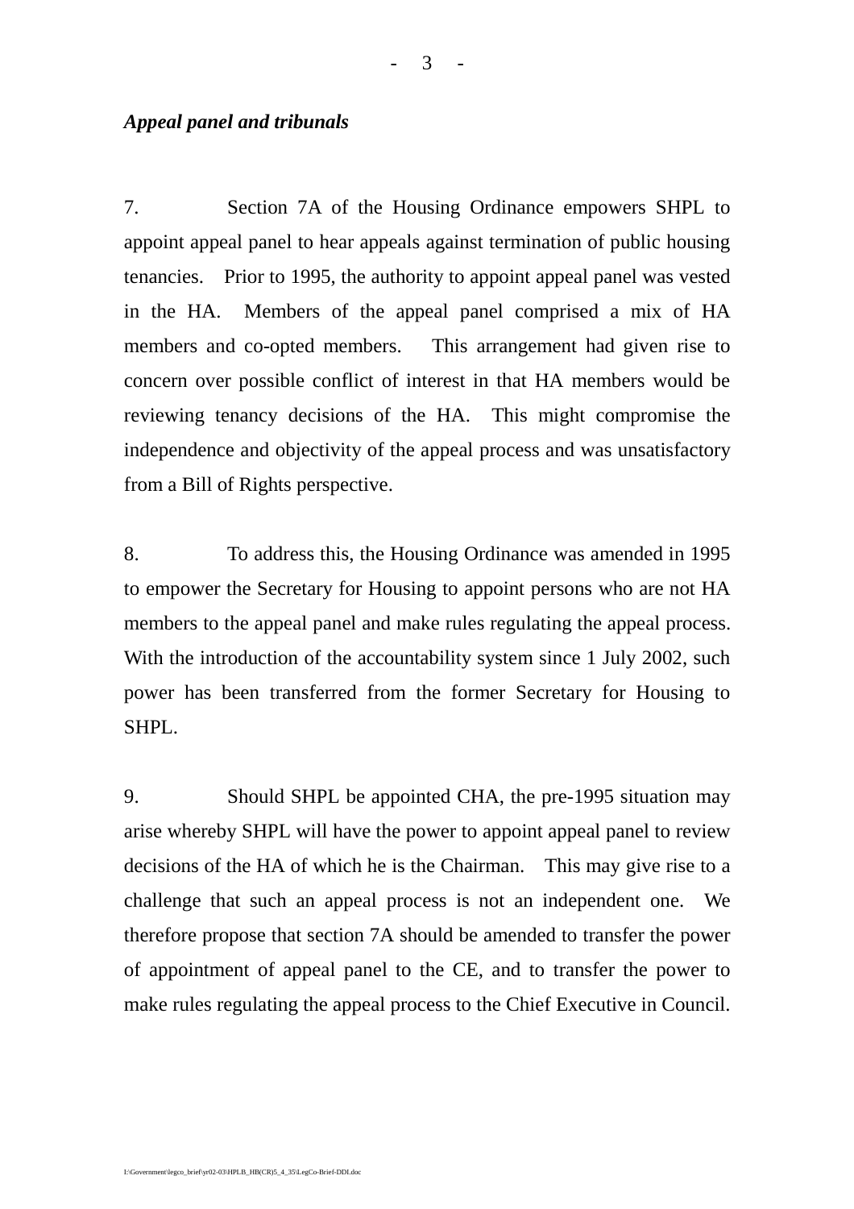*Appeal panel and tribunals*

7. Section 7A of the Housing Ordinance empowers SHPL to appoint appeal panel to hear appeals against termination of public housing tenancies. Prior to 1995, the authority to appoint appeal panel was vested in the HA. Members of the appeal panel comprised a mix of HA members and co-opted members. This arrangement had given rise to concern over possible conflict of interest in that HA members would be reviewing tenancy decisions of the HA. This might compromise the independence and objectivity of the appeal process and was unsatisfactory from a Bill of Rights perspective.

8. To address this, the Housing Ordinance was amended in 1995 to empower the Secretary for Housing to appoint persons who are not HA members to the appeal panel and make rules regulating the appeal process. With the introduction of the accountability system since 1 July 2002, such power has been transferred from the former Secretary for Housing to SHPL.

9. Should SHPL be appointed CHA, the pre-1995 situation may arise whereby SHPL will have the power to appoint appeal panel to review decisions of the HA of which he is the Chairman. This may give rise to a challenge that such an appeal process is not an independent one. We therefore propose that section 7A should be amended to transfer the power of appointment of appeal panel to the CE, and to transfer the power to make rules regulating the appeal process to the Chief Executive in Council.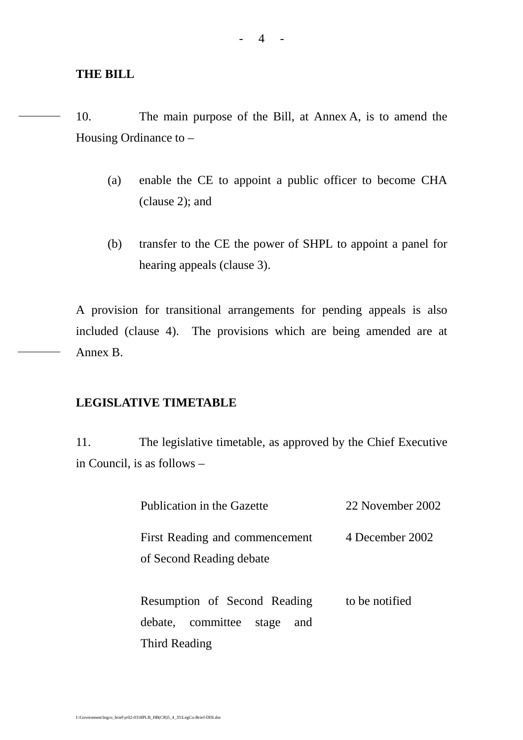## THE BILL

10. The main purpose of the Bill, at Annex A, is to amend the Housing Ordinance to –

(a) enable the CE to appoint a public officer to become CHA (clause 2); and

(b) transfer to the CE the power of SHPL to appoint a panel for hearing appeals (clause 3).

A provision for transitional arrangements for pending appeals is also included (clause 4). The provisions which are being amended are at Annex B.

## LEGISLATIVE TIMETABLE

11. The legislative timetable, as approved by the Chief Executive in Council, is as follows –

| | |
|---|---|
| Publication in the Gazette | 22 November 2002 |
| First Reading and commencement of Second Reading debate | 4 December 2002 |
| Resumption of Second Reading debate, committee stage and Third Reading | to be notified |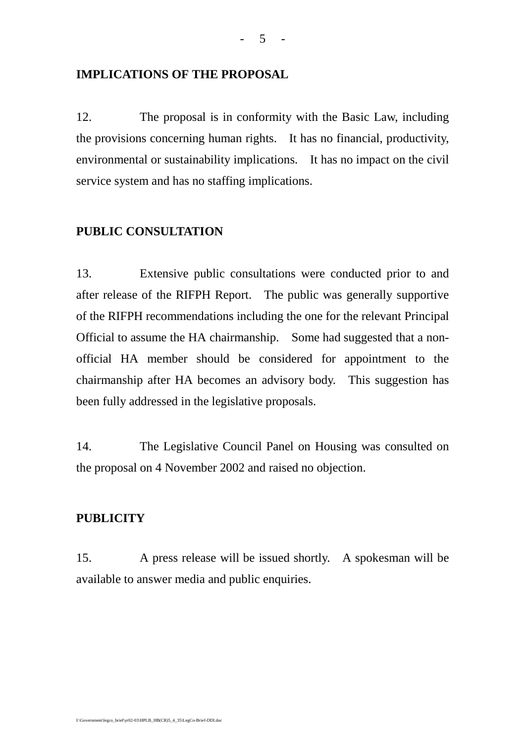**IMPLICATIONS OF THE PROPOSAL**

12. The proposal is in conformity with the Basic Law, including the provisions concerning human rights. It has no financial, productivity, environmental or sustainability implications. It has no impact on the civil service system and has no staffing implications.

**PUBLIC CONSULTATION**

13. Extensive public consultations were conducted prior to and after release of the RIFPH Report. The public was generally supportive of the RIFPH recommendations including the one for the relevant Principal Official to assume the HA chairmanship. Some had suggested that a non-official HA member should be considered for appointment to the chairmanship after HA becomes an advisory body. This suggestion has been fully addressed in the legislative proposals.

14. The Legislative Council Panel on Housing was consulted on the proposal on 4 November 2002 and raised no objection.

**PUBLICITY**

15. A press release will be issued shortly. A spokesman will be available to answer media and public enquiries.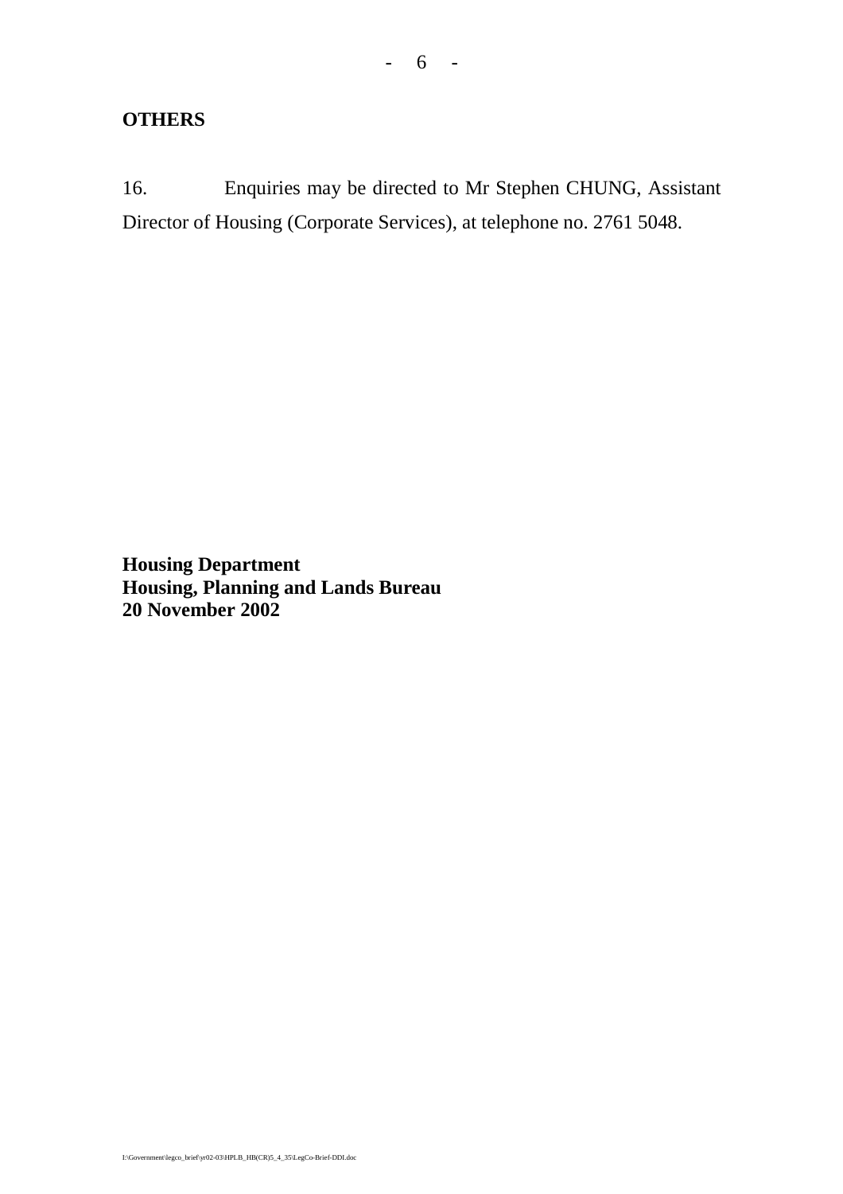**OTHERS**

16. Enquiries may be directed to Mr Stephen CHUNG, Assistant Director of Housing (Corporate Services), at telephone no. 2761 5048.

**Housing Department**
**Housing, Planning and Lands Bureau**
**20 November 2002**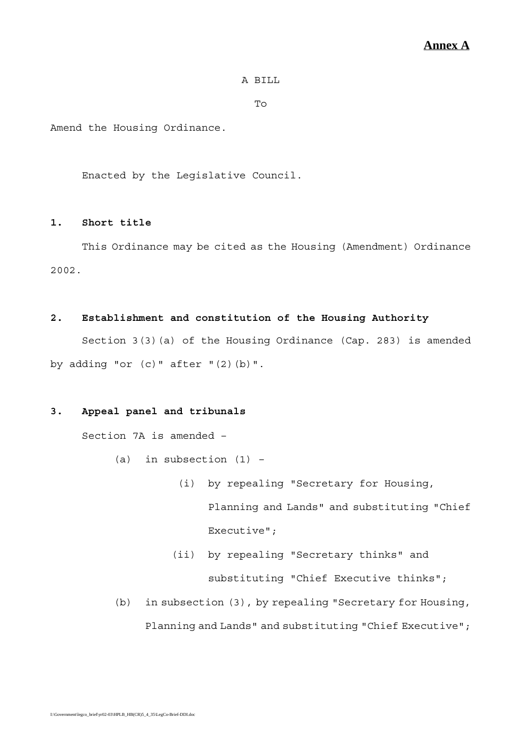**Annex A**

A BILL

To

Amend the Housing Ordinance.

Enacted by the Legislative Council.

**1. Short title**

This Ordinance may be cited as the Housing (Amendment) Ordinance 2002.

**2. Establishment and constitution of the Housing Authority**

Section 3(3)(a) of the Housing Ordinance (Cap. 283) is amended by adding "or (c)" after "(2)(b)".

**3. Appeal panel and tribunals**

Section 7A is amended –

(a) in subsection (1) –

(i) by repealing "Secretary for Housing, Planning and Lands" and substituting "Chief Executive";

(ii) by repealing "Secretary thinks" and substituting "Chief Executive thinks";

(b) in subsection (3), by repealing "Secretary for Housing, Planning and Lands" and substituting "Chief Executive";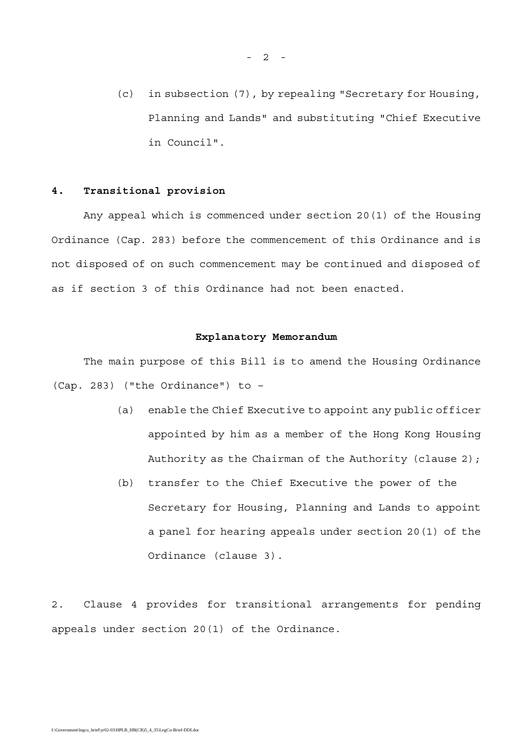(c) in subsection (7), by repealing "Secretary for Housing, Planning and Lands" and substituting "Chief Executive in Council".

**4. Transitional provision**

Any appeal which is commenced under section 20(1) of the Housing Ordinance (Cap. 283) before the commencement of this Ordinance and is not disposed of on such commencement may be continued and disposed of as if section 3 of this Ordinance had not been enacted.

**Explanatory Memorandum**

The main purpose of this Bill is to amend the Housing Ordinance (Cap. 283) ("the Ordinance") to –

(a) enable the Chief Executive to appoint any public officer appointed by him as a member of the Hong Kong Housing Authority as the Chairman of the Authority (clause 2);

(b) transfer to the Chief Executive the power of the Secretary for Housing, Planning and Lands to appoint a panel for hearing appeals under section 20(1) of the Ordinance (clause 3).

2. Clause 4 provides for transitional arrangements for pending appeals under section 20(1) of the Ordinance.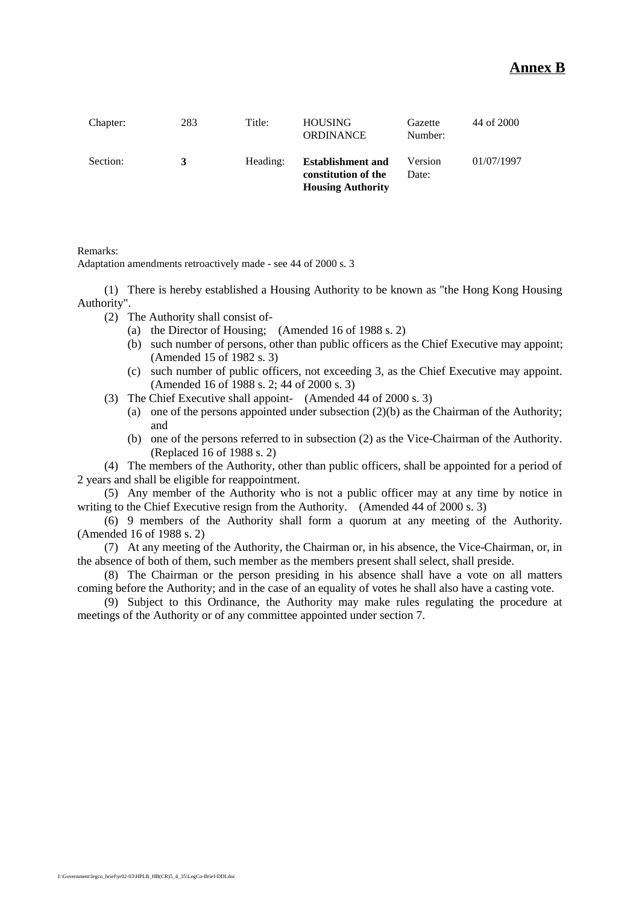**Annex B**

| Chapter: | 283 | Title: | HOUSING ORDINANCE | Gazette Number: | 44 of 2000 |
|---|---|---|---|---|---|
| Section: | **3** | Heading: | **Establishment and constitution of the Housing Authority** | Version Date: | 01/07/1997 |

Remarks:
Adaptation amendments retroactively made - see 44 of 2000 s. 3

(1) There is hereby established a Housing Authority to be known as "the Hong Kong Housing Authority".

(2) The Authority shall consist of-

- (a) the Director of Housing; (Amended 16 of 1988 s. 2)
- (b) such number of persons, other than public officers as the Chief Executive may appoint; (Amended 15 of 1982 s. 3)
- (c) such number of public officers, not exceeding 3, as the Chief Executive may appoint. (Amended 16 of 1988 s. 2; 44 of 2000 s. 3)

(3) The Chief Executive shall appoint- (Amended 44 of 2000 s. 3)

- (a) one of the persons appointed under subsection (2)(b) as the Chairman of the Authority; and
- (b) one of the persons referred to in subsection (2) as the Vice-Chairman of the Authority. (Replaced 16 of 1988 s. 2)

(4) The members of the Authority, other than public officers, shall be appointed for a period of 2 years and shall be eligible for reappointment.

(5) Any member of the Authority who is not a public officer may at any time by notice in writing to the Chief Executive resign from the Authority. (Amended 44 of 2000 s. 3)

(6) 9 members of the Authority shall form a quorum at any meeting of the Authority. (Amended 16 of 1988 s. 2)

(7) At any meeting of the Authority, the Chairman or, in his absence, the Vice-Chairman, or, in the absence of both of them, such member as the members present shall select, shall preside.

(8) The Chairman or the person presiding in his absence shall have a vote on all matters coming before the Authority; and in the case of an equality of votes he shall also have a casting vote.

(9) Subject to this Ordinance, the Authority may make rules regulating the procedure at meetings of the Authority or of any committee appointed under section 7.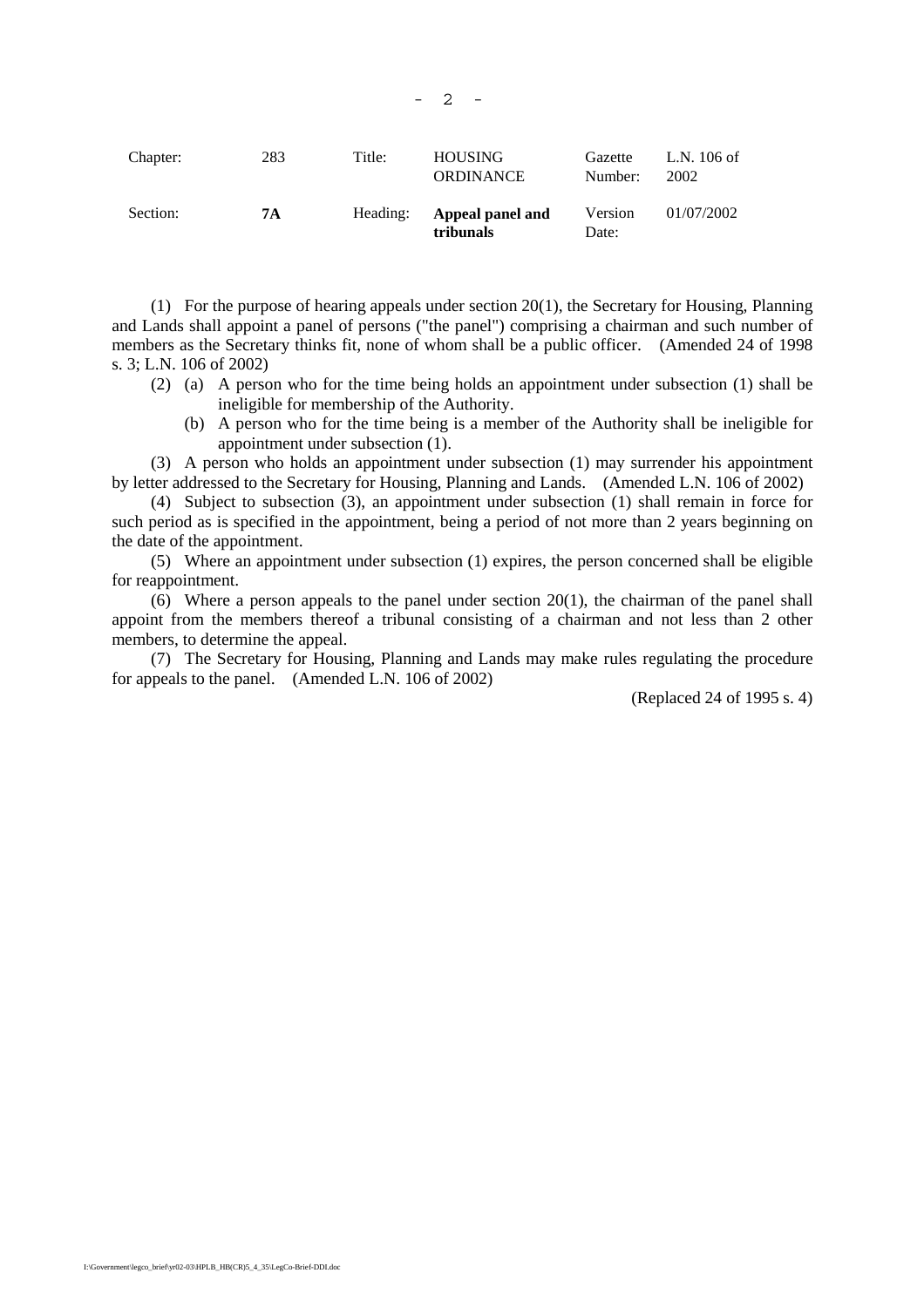| | | | | | |
|---|---|---|---|---|---|
| Chapter: | 283 | Title: | HOUSING ORDINANCE | Gazette Number: | L.N. 106 of 2002 |
| Section: | **7A** | Heading: | **Appeal panel and tribunals** | Version Date: | 01/07/2002 |

(1) For the purpose of hearing appeals under section 20(1), the Secretary for Housing, Planning and Lands shall appoint a panel of persons ("the panel") comprising a chairman and such number of members as the Secretary thinks fit, none of whom shall be a public officer. (Amended 24 of 1998 s. 3; L.N. 106 of 2002)

(2) (a) A person who for the time being holds an appointment under subsection (1) shall be ineligible for membership of the Authority.

(b) A person who for the time being is a member of the Authority shall be ineligible for appointment under subsection (1).

(3) A person who holds an appointment under subsection (1) may surrender his appointment by letter addressed to the Secretary for Housing, Planning and Lands. (Amended L.N. 106 of 2002)

(4) Subject to subsection (3), an appointment under subsection (1) shall remain in force for such period as is specified in the appointment, being a period of not more than 2 years beginning on the date of the appointment.

(5) Where an appointment under subsection (1) expires, the person concerned shall be eligible for reappointment.

(6) Where a person appeals to the panel under section 20(1), the chairman of the panel shall appoint from the members thereof a tribunal consisting of a chairman and not less than 2 other members, to determine the appeal.

(7) The Secretary for Housing, Planning and Lands may make rules regulating the procedure for appeals to the panel. (Amended L.N. 106 of 2002)

(Replaced 24 of 1995 s. 4)